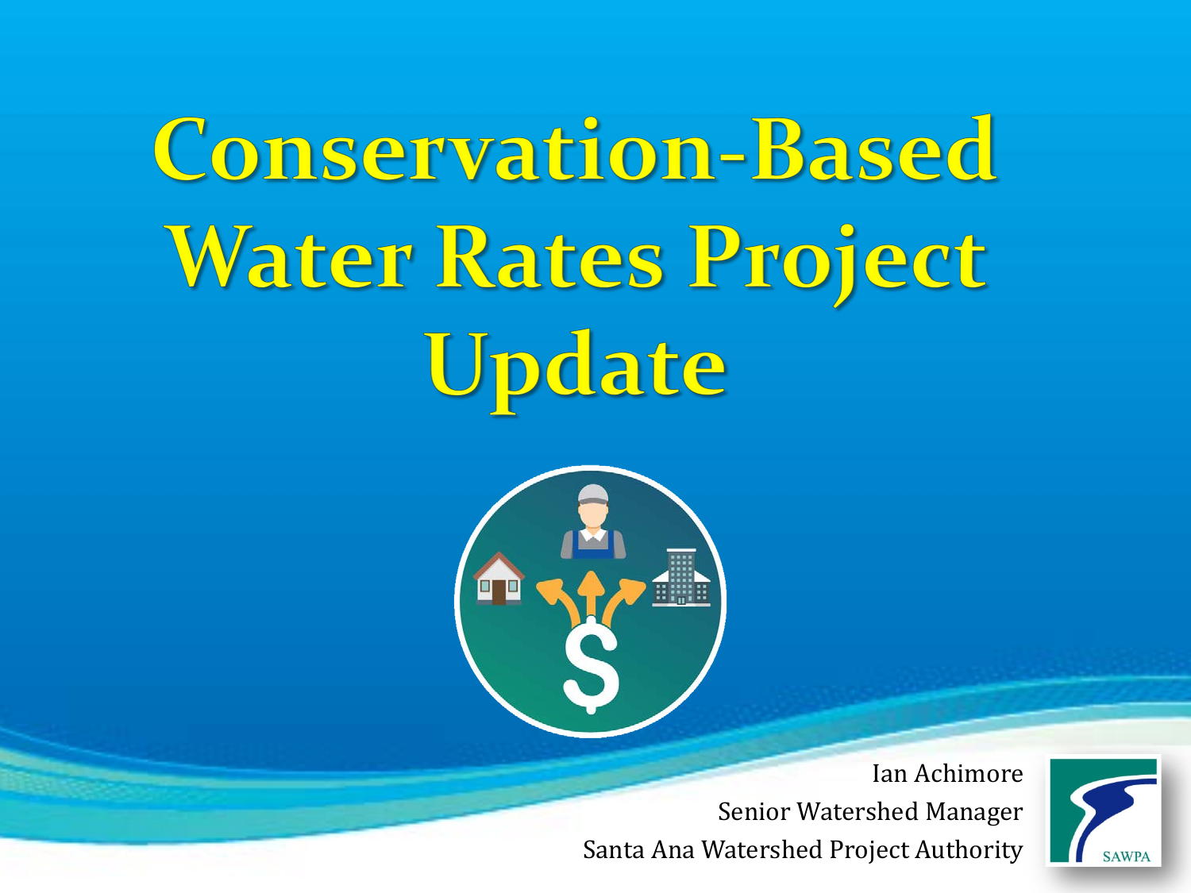# Conservation-Based Water Rates Project Update

Ian Achimore

Senior Watershed Manager

Santa Ana Watershed Project Authority

SAWPA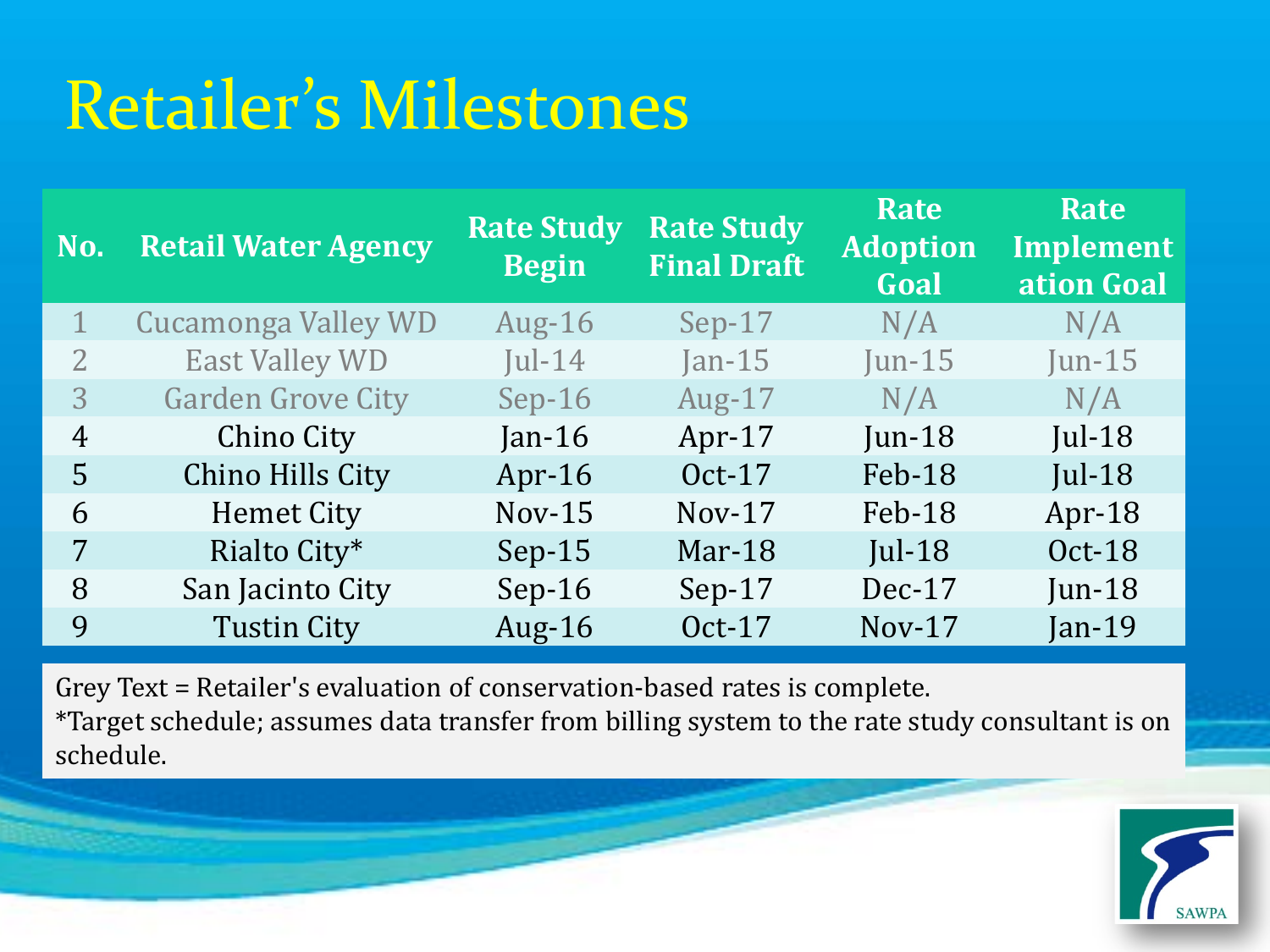# Retailer's Milestones

| No. | Retail Water Agency | Rate Study Begin | Rate Study Final Draft | Rate Adoption Goal | Rate Implementation Goal |
|---|---|---|---|---|---|
| 1 | Cucamonga Valley WD | Aug-16 | Sep-17 | N/A | N/A |
| 2 | East Valley WD | Jul-14 | Jan-15 | Jun-15 | Jun-15 |
| 3 | Garden Grove City | Sep-16 | Aug-17 | N/A | N/A |
| 4 | Chino City | Jan-16 | Apr-17 | Jun-18 | Jul-18 |
| 5 | Chino Hills City | Apr-16 | Oct-17 | Feb-18 | Jul-18 |
| 6 | Hemet City | Nov-15 | Nov-17 | Feb-18 | Apr-18 |
| 7 | Rialto City* | Sep-15 | Mar-18 | Jul-18 | Oct-18 |
| 8 | San Jacinto City | Sep-16 | Sep-17 | Dec-17 | Jun-18 |
| 9 | Tustin City | Aug-16 | Oct-17 | Nov-17 | Jan-19 |

Grey Text = Retailer's evaluation of conservation-based rates is complete.
*Target schedule; assumes data transfer from billing system to the rate study consultant is on schedule.

SAWPA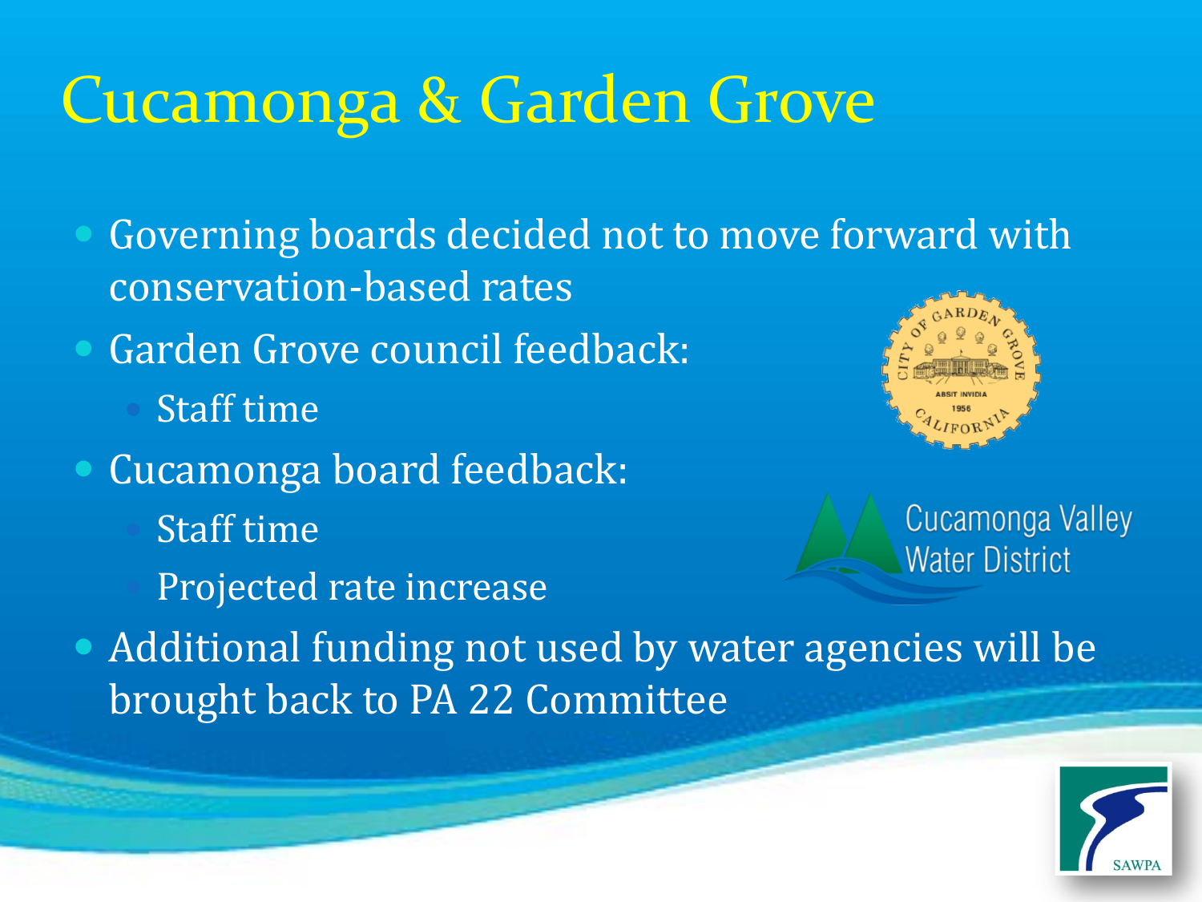# Cucamonga & Garden Grove

- Governing boards decided not to move forward with conservation-based rates
- Garden Grove council feedback:
  - Staff time
- Cucamonga board feedback:
  - Staff time
  - Projected rate increase
- Additional funding not used by water agencies will be brought back to PA 22 Committee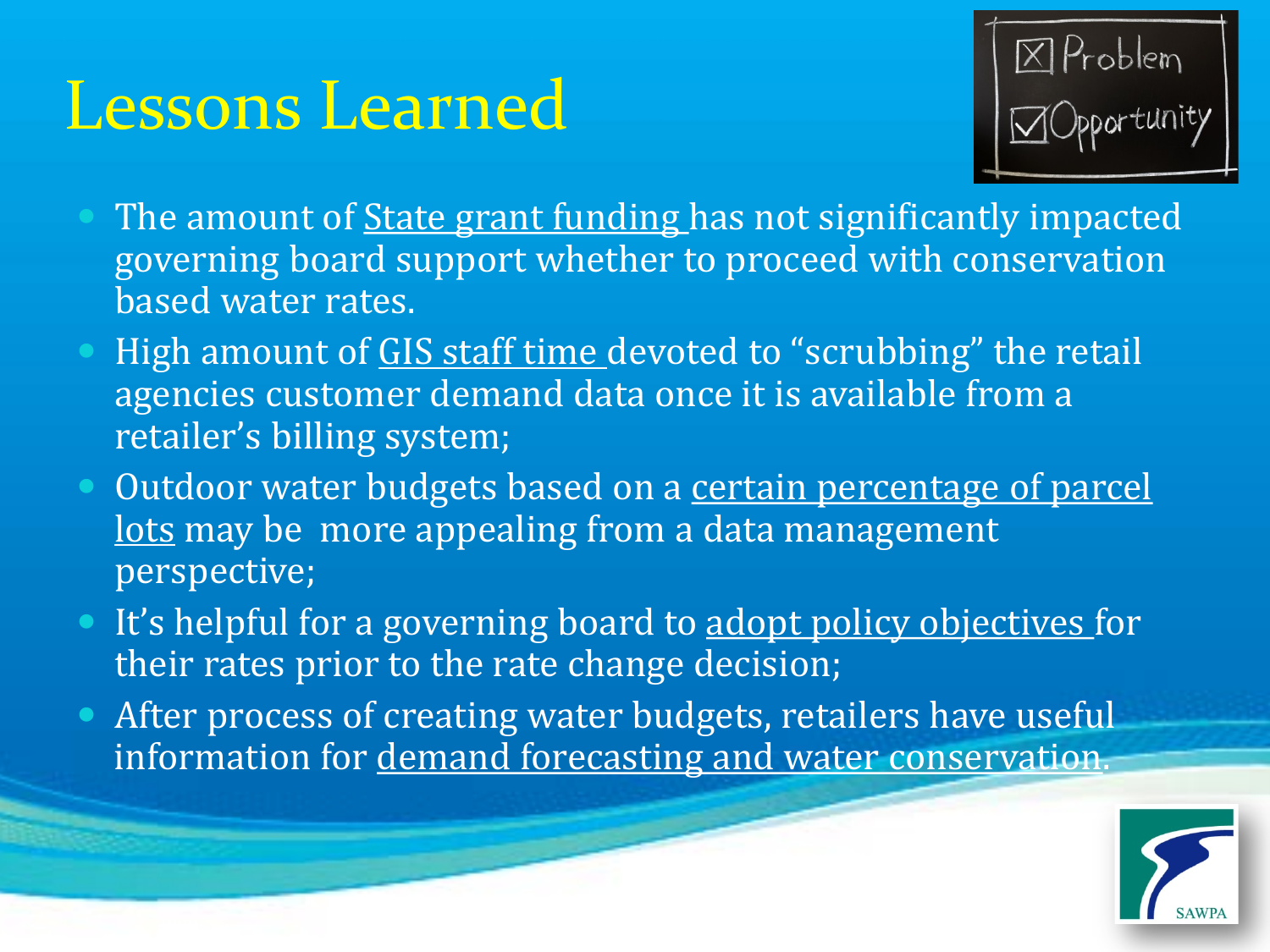# Lessons Learned

- The amount of State grant funding has not significantly impacted governing board support whether to proceed with conservation based water rates.
- High amount of GIS staff time devoted to "scrubbing" the retail agencies customer demand data once it is available from a retailer's billing system;
- Outdoor water budgets based on a certain percentage of parcel lots may be more appealing from a data management perspective;
- It's helpful for a governing board to adopt policy objectives for their rates prior to the rate change decision;
- After process of creating water budgets, retailers have useful information for demand forecasting and water conservation.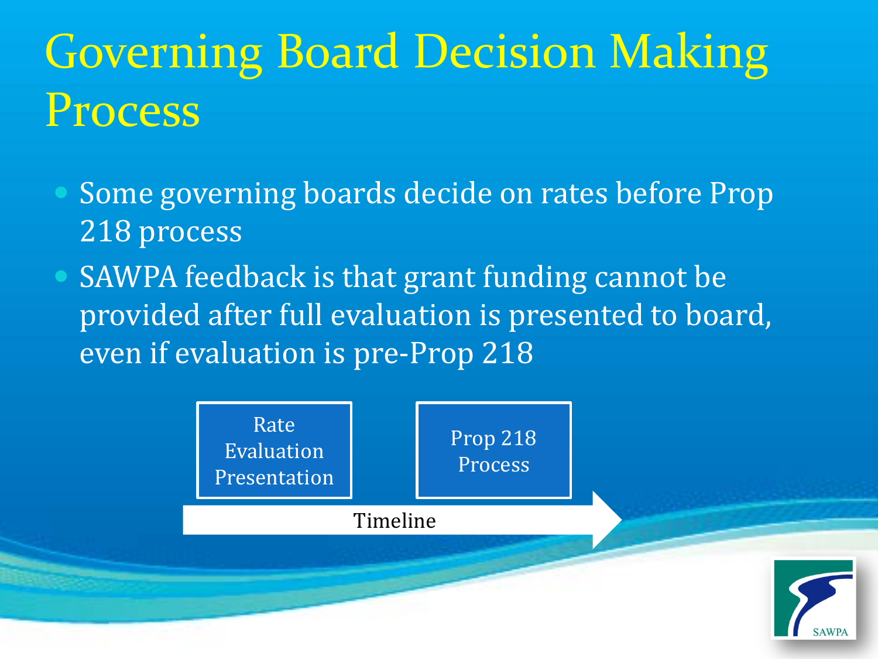# Governing Board Decision Making Process

- Some governing boards decide on rates before Prop 218 process
- SAWPA feedback is that grant funding cannot be provided after full evaluation is presented to board, even if evaluation is pre-Prop 218

Rate Evaluation Presentation → Prop 218 Process

Timeline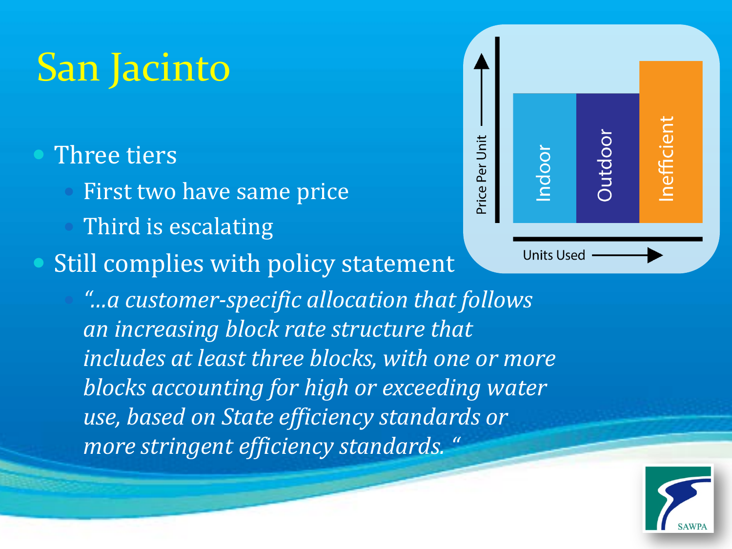# San Jacinto

- Three tiers
  - First two have same price
  - Third is escalating
- Still complies with policy statement
  - *"…a customer-specific allocation that follows an increasing block rate structure that includes at least three blocks, with one or more blocks accounting for high or exceeding water use, based on State efficiency standards or more stringent efficiency standards. "*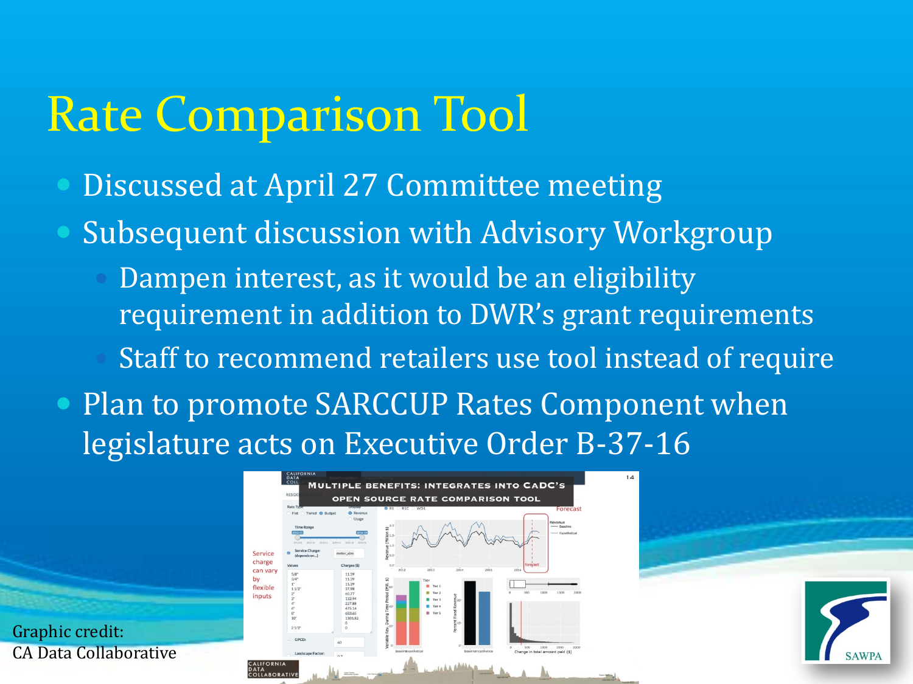# Rate Comparison Tool

- Discussed at April 27 Committee meeting
- Subsequent discussion with Advisory Workgroup
  - Dampen interest, as it would be an eligibility requirement in addition to DWR's grant requirements
  - Staff to recommend retailers use tool instead of require
- Plan to promote SARCCUP Rates Component when legislature acts on Executive Order B-37-16

Graphic credit:
CA Data Collaborative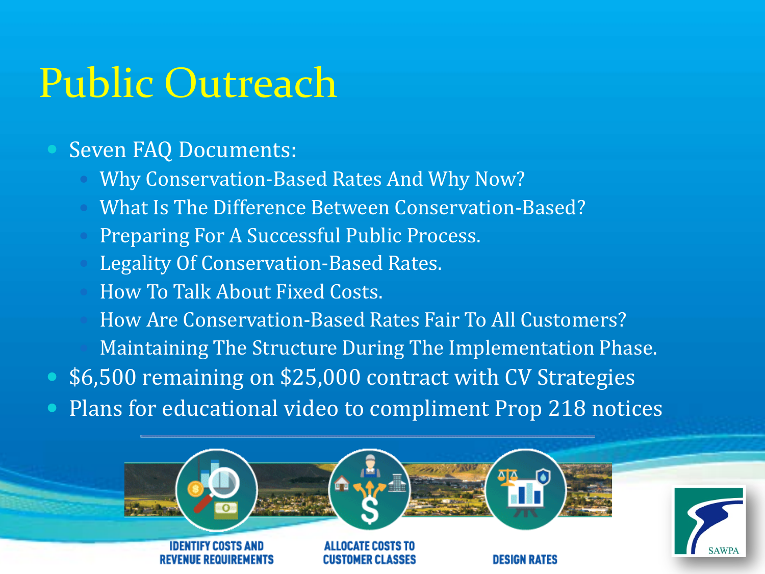# Public Outreach

- Seven FAQ Documents:
  - Why Conservation-Based Rates And Why Now?
  - What Is The Difference Between Conservation-Based?
  - Preparing For A Successful Public Process.
  - Legality Of Conservation-Based Rates.
  - How To Talk About Fixed Costs.
  - How Are Conservation-Based Rates Fair To All Customers?
  - Maintaining The Structure During The Implementation Phase.
- $6,500 remaining on $25,000 contract with CV Strategies
- Plans for educational video to compliment Prop 218 notices

IDENTIFY COSTS AND REVENUE REQUIREMENTS

ALLOCATE COSTS TO CUSTOMER CLASSES

DESIGN RATES

SAWPA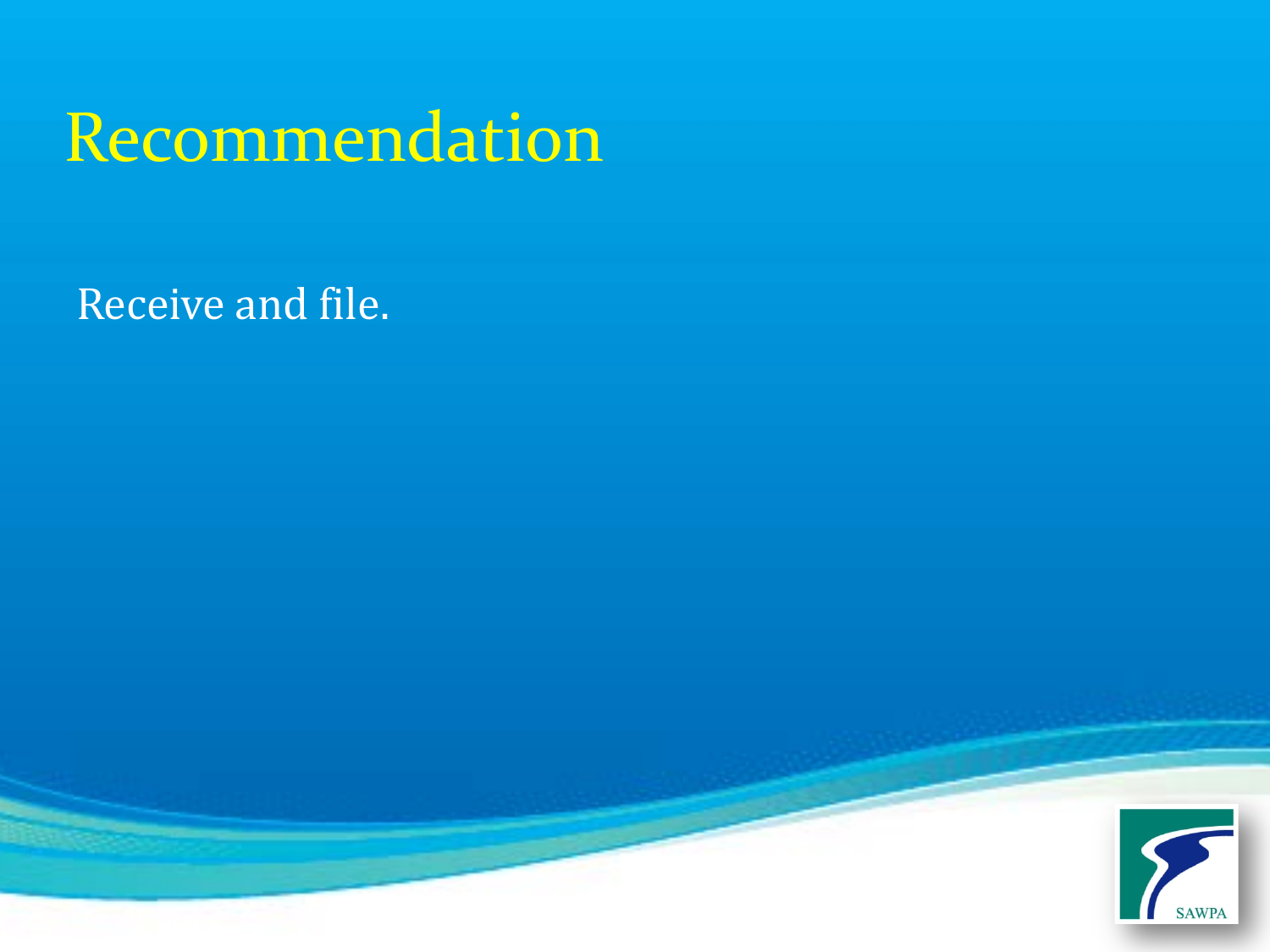# Recommendation

Receive and file.